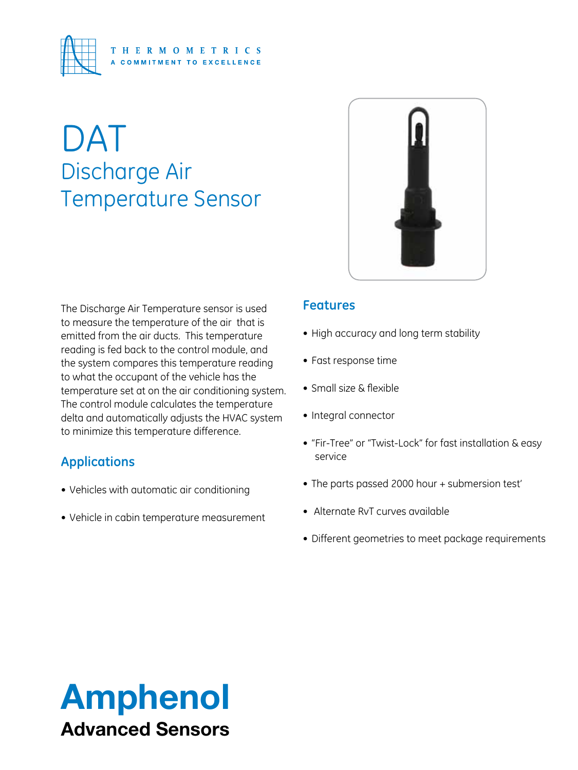THERMOMETRICS
A COMMITMENT TO EXCELLENCE

# DAT
## Discharge Air Temperature Sensor

The Discharge Air Temperature sensor is used to measure the temperature of the air that is emitted from the air ducts. This temperature reading is fed back to the control module, and the system compares this temperature reading to what the occupant of the vehicle has the temperature set at on the air conditioning system. The control module calculates the temperature delta and automatically adjusts the HVAC system to minimize this temperature difference.

### Applications

- Vehicles with automatic air conditioning
- Vehicle in cabin temperature measurement

### Features

- High accuracy and long term stability
- Fast response time
- Small size & flexible
- Integral connector
- "Fir-Tree" or "Twist-Lock" for fast installation & easy service
- The parts passed 2000 hour + submersion test'
- Alternate RvT curves available
- Different geometries to meet package requirements

**Amphenol**
**Advanced Sensors**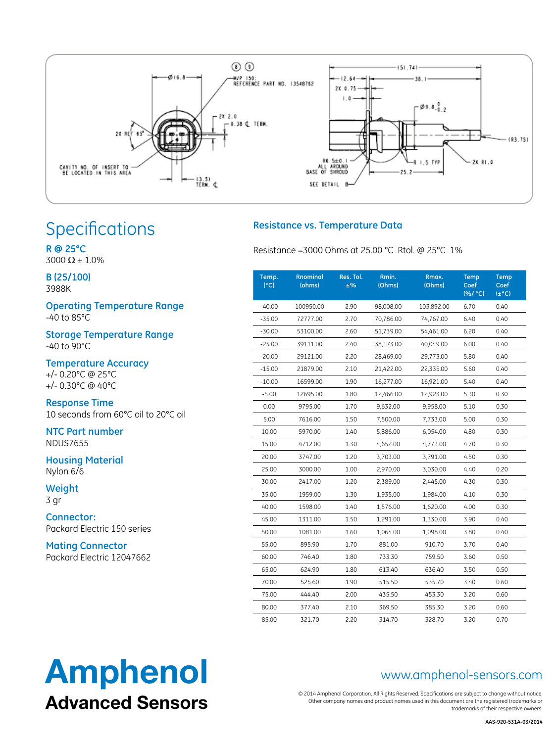Ø16.8

M/P 150: REFERENCE PART NO. 13548762

2X 2.0

0.38 ℄ TERM.

2X REF 65°

CAVITY NO. OF INSERT TO BE LOCATED IN THIS AREA

(3.5) TERM. ℄

(51.74)

12.64

38.1

2X 0.75

1.0

Ø9.8 0 -0.2

(R3.75)

R0.5±0.1 ALL AROUND BASE OF SHROUD

R 1.5 TYP

2X R1.0

25.2

SEE DETAIL B

# Specifications

**R @ 25°C**
3000 Ω ± 1.0%

**B (25/100)**
3988K

**Operating Temperature Range**
-40 to 85°C

**Storage Temperature Range**
-40 to 90°C

**Temperature Accuracy**
+/- 0.20°C @ 25°C
+/- 0.30°C @ 40°C

**Response Time**
10 seconds from 60°C oil to 20°C oil

**NTC Part number**
NDUS7655

**Housing Material**
Nylon 6/6

**Weight**
3 gr

**Connector:**
Packard Electric 150 series

**Mating Connector**
Packard Electric 12047662

## Resistance vs. Temperature Data

Resistance =3000 Ohms at 25.00 °C Rtol. @ 25°C 1%

| Temp. (°C) | Rnominal (ohms) | Res. Tol. ±% | Rmin. (Ohms) | Rmax. (Ohms) | Temp Coef (%/ °C) | Temp Coef (±°C) |
|---|---|---|---|---|---|---|
| -40.00 | 100950.00 | 2.90 | 98,008.00 | 103,892.00 | 6.70 | 0.40 |
| -35.00 | 72777.00 | 2.70 | 70,786.00 | 74,767.00 | 6.40 | 0.40 |
| -30.00 | 53100.00 | 2.60 | 51,739.00 | 54,461.00 | 6.20 | 0.40 |
| -25.00 | 39111.00 | 2.40 | 38,173.00 | 40,049.00 | 6.00 | 0.40 |
| -20.00 | 29121.00 | 2.20 | 28,469.00 | 29,773.00 | 5.80 | 0.40 |
| -15.00 | 21879.00 | 2.10 | 21,422.00 | 22,335.00 | 5.60 | 0.40 |
| -10.00 | 16599.00 | 1.90 | 16,277.00 | 16,921.00 | 5.40 | 0.40 |
| -5.00 | 12695.00 | 1.80 | 12,466.00 | 12,923.00 | 5.30 | 0.30 |
| 0.00 | 9795.00 | 1.70 | 9,632.00 | 9,958.00 | 5.10 | 0.30 |
| 5.00 | 7616.00 | 1.50 | 7,500.00 | 7,733.00 | 5.00 | 0.30 |
| 10.00 | 5970.00 | 1.40 | 5,886.00 | 6,054.00 | 4.80 | 0.30 |
| 15.00 | 4712.00 | 1.30 | 4,652.00 | 4,773.00 | 4.70 | 0.30 |
| 20.00 | 3747.00 | 1.20 | 3,703.00 | 3,791.00 | 4.50 | 0.30 |
| 25.00 | 3000.00 | 1.00 | 2,970.00 | 3,030.00 | 4.40 | 0.20 |
| 30.00 | 2417.00 | 1.20 | 2,389.00 | 2,445.00 | 4.30 | 0.30 |
| 35.00 | 1959.00 | 1.30 | 1,935.00 | 1,984.00 | 4.10 | 0.30 |
| 40.00 | 1598.00 | 1.40 | 1,576.00 | 1,620.00 | 4.00 | 0.30 |
| 45.00 | 1311.00 | 1.50 | 1,291.00 | 1,330.00 | 3.90 | 0.40 |
| 50.00 | 1081.00 | 1.60 | 1,064.00 | 1,098.00 | 3.80 | 0.40 |
| 55.00 | 895.90 | 1.70 | 881.00 | 910.70 | 3.70 | 0.40 |
| 60.00 | 746.40 | 1.80 | 733.30 | 759.50 | 3.60 | 0.50 |
| 65.00 | 624.90 | 1.80 | 613.40 | 636.40 | 3.50 | 0.50 |
| 70.00 | 525.60 | 1.90 | 515.50 | 535.70 | 3.40 | 0.60 |
| 75.00 | 444.40 | 2.00 | 435.50 | 453.30 | 3.20 | 0.60 |
| 80.00 | 377.40 | 2.10 | 369.50 | 385.30 | 3.20 | 0.60 |
| 85.00 | 321.70 | 2.20 | 314.70 | 328.70 | 3.20 | 0.70 |

**Amphenol**
**Advanced Sensors**

www.amphenol-sensors.com

© 2014 Amphenol Corporation. All Rights Reserved. Specifications are subject to change without notice. Other company names and product names used in this document are the registered trademarks or trademarks of their respective owners.

AAS-920-531A-03/2014